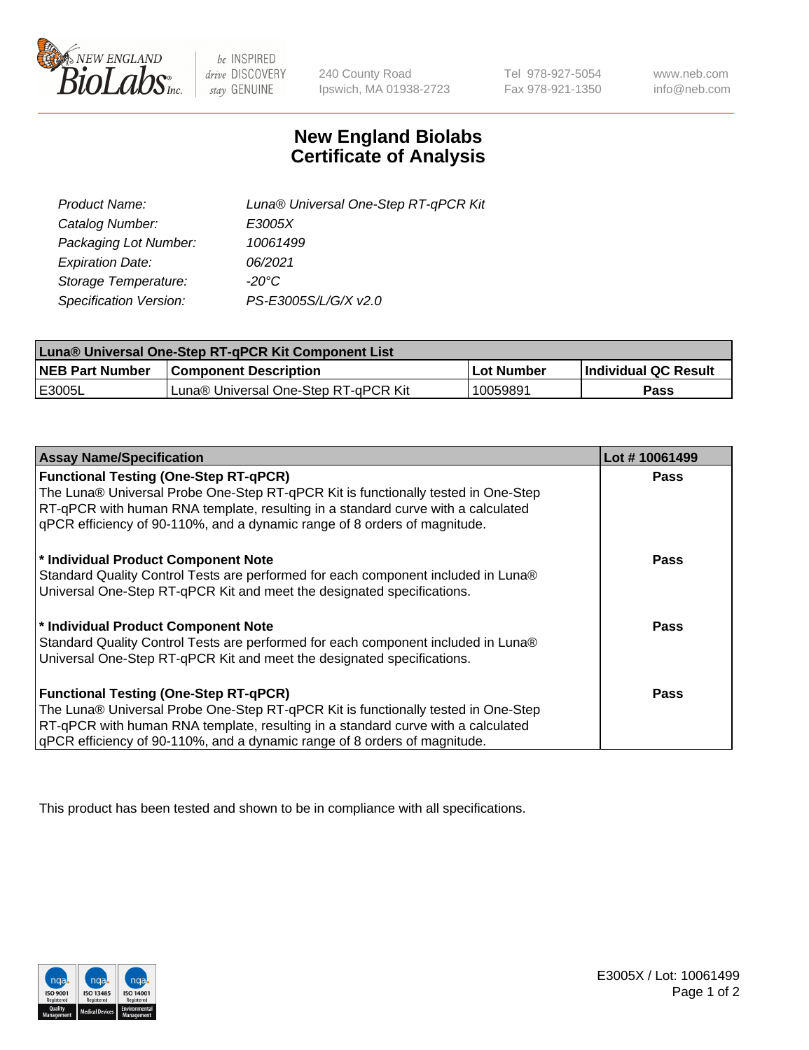# New England Biolabs Certificate of Analysis

| | |
|---|---|
| *Product Name:* | *Luna® Universal One-Step RT-qPCR Kit* |
| *Catalog Number:* | *E3005X* |
| *Packaging Lot Number:* | *10061499* |
| *Expiration Date:* | *06/2021* |
| *Storage Temperature:* | *-20°C* |
| *Specification Version:* | *PS-E3005S/L/G/X v2.0* |

| Luna® Universal One-Step RT-qPCR Kit Component List | | | |
|---|---|---|---|
| **NEB Part Number** | **Component Description** | **Lot Number** | **Individual QC Result** |
| E3005L | Luna® Universal One-Step RT-qPCR Kit | 10059891 | **Pass** |

| Assay Name/Specification | Lot # 10061499 |
|---|---|
| **Functional Testing (One-Step RT-qPCR)** The Luna® Universal Probe One-Step RT-qPCR Kit is functionally tested in One-Step RT-qPCR with human RNA template, resulting in a standard curve with a calculated qPCR efficiency of 90-110%, and a dynamic range of 8 orders of magnitude. | **Pass** |
| **\* Individual Product Component Note** Standard Quality Control Tests are performed for each component included in Luna® Universal One-Step RT-qPCR Kit and meet the designated specifications. | **Pass** |
| **\* Individual Product Component Note** Standard Quality Control Tests are performed for each component included in Luna® Universal One-Step RT-qPCR Kit and meet the designated specifications. | **Pass** |
| **Functional Testing (One-Step RT-qPCR)** The Luna® Universal Probe One-Step RT-qPCR Kit is functionally tested in One-Step RT-qPCR with human RNA template, resulting in a standard curve with a calculated qPCR efficiency of 90-110%, and a dynamic range of 8 orders of magnitude. | **Pass** |

This product has been tested and shown to be in compliance with all specifications.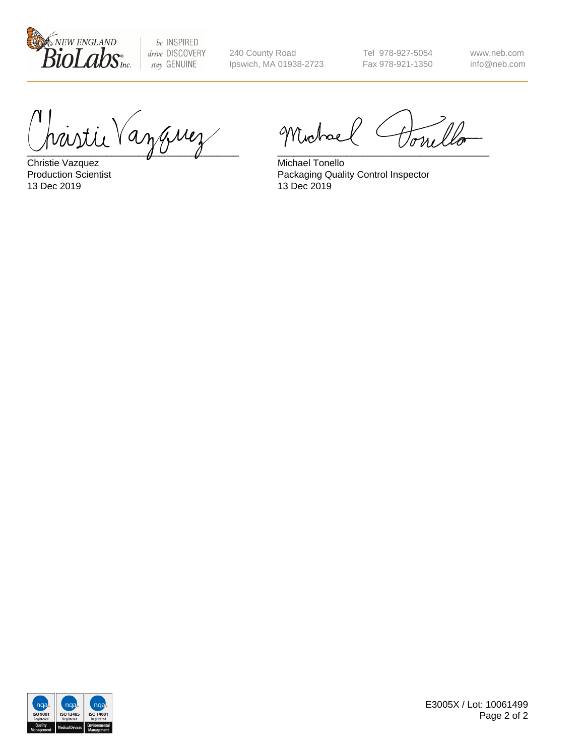Christie Vazquez
Production Scientist
13 Dec 2019

Michael Tonello
Packaging Quality Control Inspector
13 Dec 2019

E3005X / Lot: 10061499